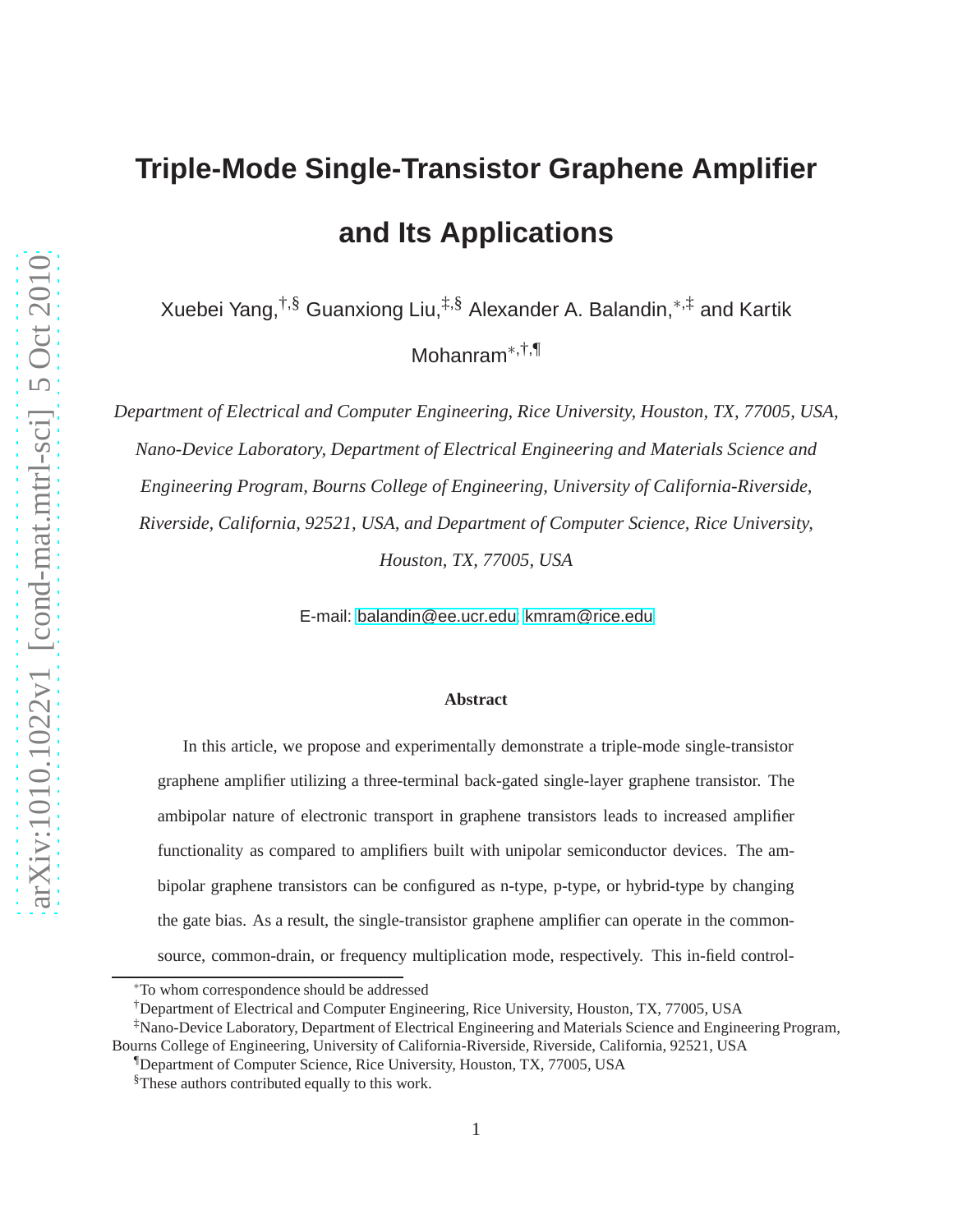# Triple-Mode Single-Transistor Graphene Amplifier and Its Applications

Xuebei Yang,[†,§] Guanxiong Liu,[‡,§] Alexander A. Balandin,[*,‡] and Kartik Mohanram[*,†,¶]

*Department of Electrical and Computer Engineering, Rice University, Houston, TX, 77005, USA, Nano-Device Laboratory, Department of Electrical Engineering and Materials Science and Engineering Program, Bourns College of Engineering, University of California-Riverside, Riverside, California, 92521, USA, and Department of Computer Science, Rice University, Houston, TX, 77005, USA*

E-mail: balandin@ee.ucr.edu; kmram@rice.edu

### Abstract

In this article, we propose and experimentally demonstrate a triple-mode single-transistor graphene amplifier utilizing a three-terminal back-gated single-layer graphene transistor. The ambipolar nature of electronic transport in graphene transistors leads to increased amplifier functionality as compared to amplifiers built with unipolar semiconductor devices. The ambipolar graphene transistors can be configured as n-type, p-type, or hybrid-type by changing the gate bias. As a result, the single-transistor graphene amplifier can operate in the common-source, common-drain, or frequency multiplication mode, respectively. This in-field control-

[*]To whom correspondence should be addressed

[†]Department of Electrical and Computer Engineering, Rice University, Houston, TX, 77005, USA

[‡]Nano-Device Laboratory, Department of Electrical Engineering and Materials Science and Engineering Program, Bourns College of Engineering, University of California-Riverside, Riverside, California, 92521, USA

[¶]Department of Computer Science, Rice University, Houston, TX, 77005, USA

[§]These authors contributed equally to this work.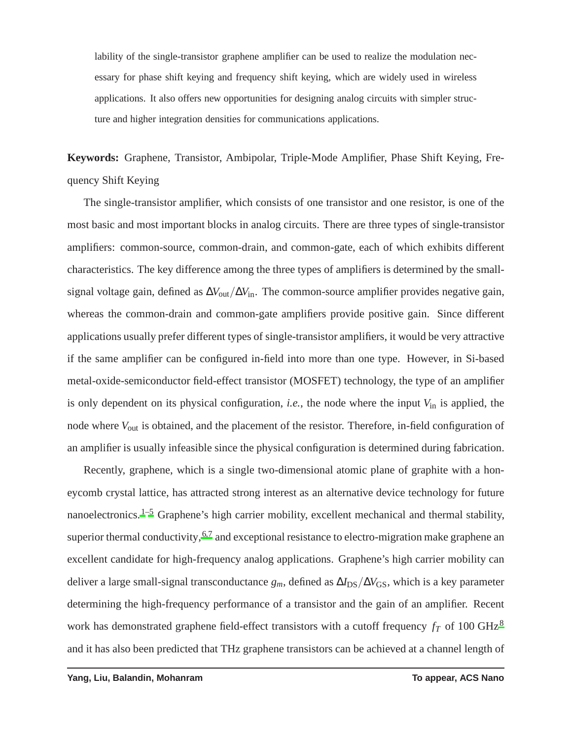lability of the single-transistor graphene amplifier can be used to realize the modulation necessary for phase shift keying and frequency shift keying, which are widely used in wireless applications. It also offers new opportunities for designing analog circuits with simpler structure and higher integration densities for communications applications.

**Keywords:** Graphene, Transistor, Ambipolar, Triple-Mode Amplifier, Phase Shift Keying, Frequency Shift Keying

The single-transistor amplifier, which consists of one transistor and one resistor, is one of the most basic and most important blocks in analog circuits. There are three types of single-transistor amplifiers: common-source, common-drain, and common-gate, each of which exhibits different characteristics. The key difference among the three types of amplifiers is determined by the small-signal voltage gain, defined as $\Delta V_{\text{out}}/\Delta V_{\text{in}}$. The common-source amplifier provides negative gain, whereas the common-drain and common-gate amplifiers provide positive gain. Since different applications usually prefer different types of single-transistor amplifiers, it would be very attractive if the same amplifier can be configured in-field into more than one type. However, in Si-based metal-oxide-semiconductor field-effect transistor (MOSFET) technology, the type of an amplifier is only dependent on its physical configuration, *i.e.*, the node where the input $V_{\text{in}}$ is applied, the node where $V_{\text{out}}$ is obtained, and the placement of the resistor. Therefore, in-field configuration of an amplifier is usually infeasible since the physical configuration is determined during fabrication.

Recently, graphene, which is a single two-dimensional atomic plane of graphite with a honeycomb crystal lattice, has attracted strong interest as an alternative device technology for future nanoelectronics.[1–5] Graphene's high carrier mobility, excellent mechanical and thermal stability, superior thermal conductivity,[6,7] and exceptional resistance to electro-migration make graphene an excellent candidate for high-frequency analog applications. Graphene's high carrier mobility can deliver a large small-signal transconductance $g_m$, defined as $\Delta I_{\text{DS}}/\Delta V_{\text{GS}}$, which is a key parameter determining the high-frequency performance of a transistor and the gain of an amplifier. Recent work has demonstrated graphene field-effect transistors with a cutoff frequency $f_T$ of 100 GHz[8] and it has also been predicted that THz graphene transistors can be achieved at a channel length of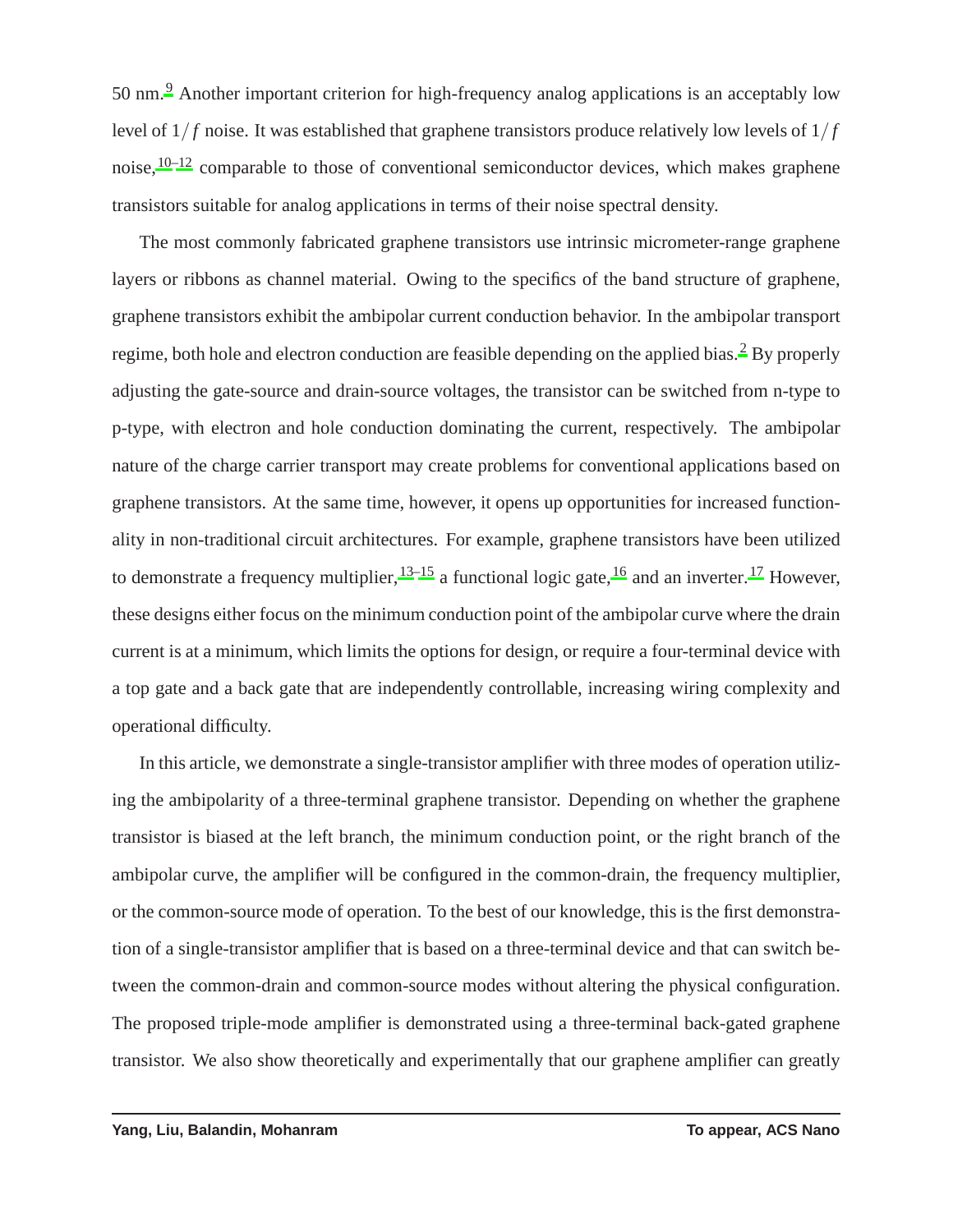50 nm.[9] Another important criterion for high-frequency analog applications is an acceptably low level of $1/f$ noise. It was established that graphene transistors produce relatively low levels of $1/f$ noise,[10–12] comparable to those of conventional semiconductor devices, which makes graphene transistors suitable for analog applications in terms of their noise spectral density.

The most commonly fabricated graphene transistors use intrinsic micrometer-range graphene layers or ribbons as channel material. Owing to the specifics of the band structure of graphene, graphene transistors exhibit the ambipolar current conduction behavior. In the ambipolar transport regime, both hole and electron conduction are feasible depending on the applied bias.[2] By properly adjusting the gate-source and drain-source voltages, the transistor can be switched from n-type to p-type, with electron and hole conduction dominating the current, respectively. The ambipolar nature of the charge carrier transport may create problems for conventional applications based on graphene transistors. At the same time, however, it opens up opportunities for increased functionality in non-traditional circuit architectures. For example, graphene transistors have been utilized to demonstrate a frequency multiplier,[13–15] a functional logic gate,[16] and an inverter.[17] However, these designs either focus on the minimum conduction point of the ambipolar curve where the drain current is at a minimum, which limits the options for design, or require a four-terminal device with a top gate and a back gate that are independently controllable, increasing wiring complexity and operational difficulty.

In this article, we demonstrate a single-transistor amplifier with three modes of operation utilizing the ambipolarity of a three-terminal graphene transistor. Depending on whether the graphene transistor is biased at the left branch, the minimum conduction point, or the right branch of the ambipolar curve, the amplifier will be configured in the common-drain, the frequency multiplier, or the common-source mode of operation. To the best of our knowledge, this is the first demonstration of a single-transistor amplifier that is based on a three-terminal device and that can switch between the common-drain and common-source modes without altering the physical configuration. The proposed triple-mode amplifier is demonstrated using a three-terminal back-gated graphene transistor. We also show theoretically and experimentally that our graphene amplifier can greatly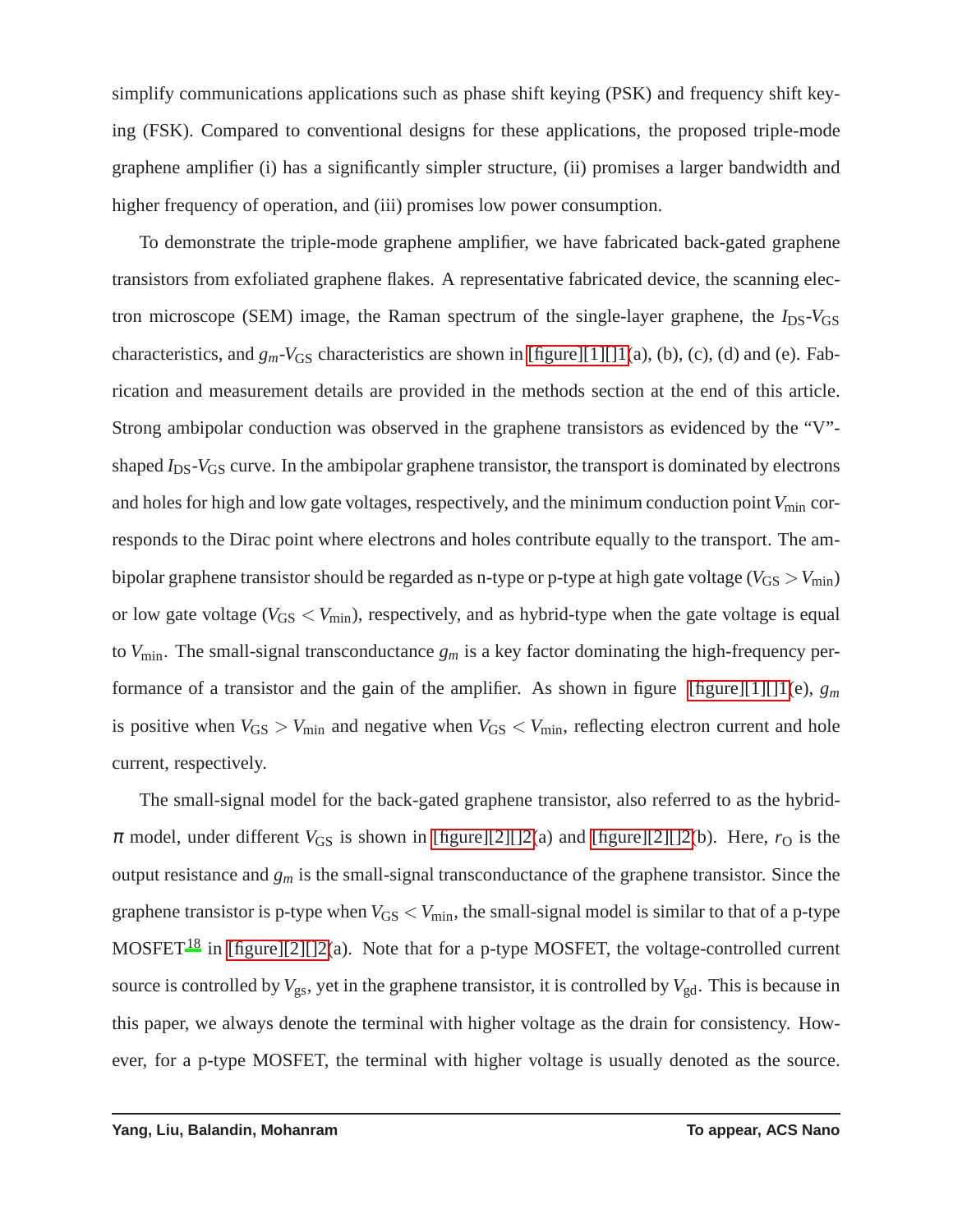simplify communications applications such as phase shift keying (PSK) and frequency shift keying (FSK). Compared to conventional designs for these applications, the proposed triple-mode graphene amplifier (i) has a significantly simpler structure, (ii) promises a larger bandwidth and higher frequency of operation, and (iii) promises low power consumption.

To demonstrate the triple-mode graphene amplifier, we have fabricated back-gated graphene transistors from exfoliated graphene flakes. A representative fabricated device, the scanning electron microscope (SEM) image, the Raman spectrum of the single-layer graphene, the $I_{\mathrm{DS}}$-$V_{\mathrm{GS}}$ characteristics, and $g_m$-$V_{\mathrm{GS}}$ characteristics are shown in [figure][1][]1(a), (b), (c), (d) and (e). Fabrication and measurement details are provided in the methods section at the end of this article. Strong ambipolar conduction was observed in the graphene transistors as evidenced by the "V"-shaped $I_{\mathrm{DS}}$-$V_{\mathrm{GS}}$ curve. In the ambipolar graphene transistor, the transport is dominated by electrons and holes for high and low gate voltages, respectively, and the minimum conduction point $V_{\mathrm{min}}$ corresponds to the Dirac point where electrons and holes contribute equally to the transport. The ambipolar graphene transistor should be regarded as n-type or p-type at high gate voltage ($V_{\mathrm{GS}} > V_{\mathrm{min}}$) or low gate voltage ($V_{\mathrm{GS}} < V_{\mathrm{min}}$), respectively, and as hybrid-type when the gate voltage is equal to $V_{\mathrm{min}}$. The small-signal transconductance $g_m$ is a key factor dominating the high-frequency performance of a transistor and the gain of the amplifier. As shown in figure [figure][1][]1(e), $g_m$ is positive when $V_{\mathrm{GS}} > V_{\mathrm{min}}$ and negative when $V_{\mathrm{GS}} < V_{\mathrm{min}}$, reflecting electron current and hole current, respectively.

The small-signal model for the back-gated graphene transistor, also referred to as the hybrid-$\pi$ model, under different $V_{\mathrm{GS}}$ is shown in [figure][2][]2(a) and [figure][2][]2(b). Here, $r_{\mathrm{O}}$ is the output resistance and $g_m$ is the small-signal transconductance of the graphene transistor. Since the graphene transistor is p-type when $V_{\mathrm{GS}} < V_{\mathrm{min}}$, the small-signal model is similar to that of a p-type MOSFET[18] in [figure][2][]2(a). Note that for a p-type MOSFET, the voltage-controlled current source is controlled by $V_{\mathrm{gs}}$, yet in the graphene transistor, it is controlled by $V_{\mathrm{gd}}$. This is because in this paper, we always denote the terminal with higher voltage as the drain for consistency. However, for a p-type MOSFET, the terminal with higher voltage is usually denoted as the source.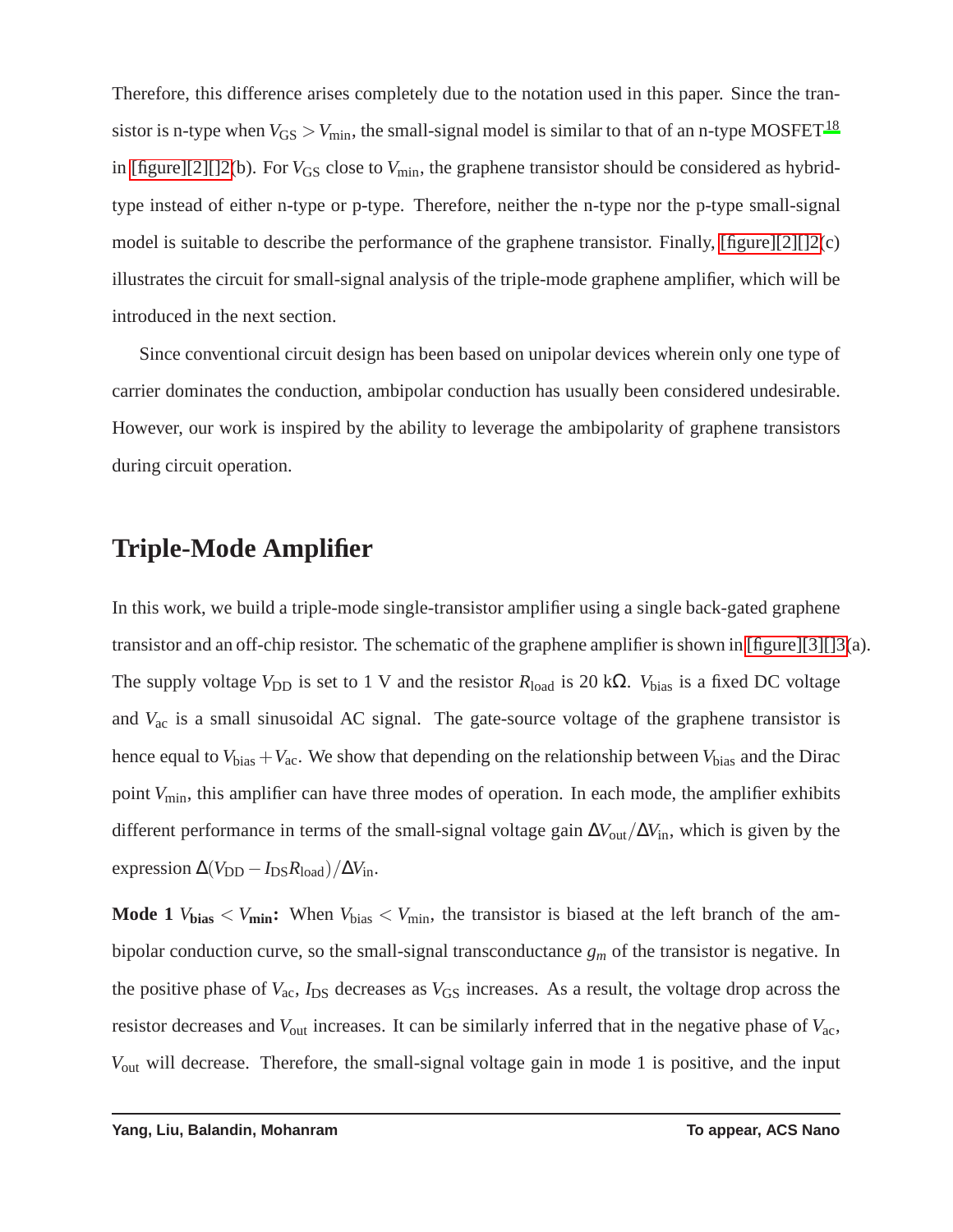Therefore, this difference arises completely due to the notation used in this paper. Since the transistor is n-type when $V_{GS} > V_{min}$, the small-signal model is similar to that of an n-type MOSFET[18] in [figure][2][]2(b). For $V_{GS}$ close to $V_{min}$, the graphene transistor should be considered as hybrid-type instead of either n-type or p-type. Therefore, neither the n-type nor the p-type small-signal model is suitable to describe the performance of the graphene transistor. Finally, [figure][2][]2(c) illustrates the circuit for small-signal analysis of the triple-mode graphene amplifier, which will be introduced in the next section.

Since conventional circuit design has been based on unipolar devices wherein only one type of carrier dominates the conduction, ambipolar conduction has usually been considered undesirable. However, our work is inspired by the ability to leverage the ambipolarity of graphene transistors during circuit operation.

## Triple-Mode Amplifier

In this work, we build a triple-mode single-transistor amplifier using a single back-gated graphene transistor and an off-chip resistor. The schematic of the graphene amplifier is shown in [figure][3][]3(a). The supply voltage $V_{DD}$ is set to 1 V and the resistor $R_{load}$ is 20 kΩ. $V_{bias}$ is a fixed DC voltage and $V_{ac}$ is a small sinusoidal AC signal. The gate-source voltage of the graphene transistor is hence equal to $V_{bias} + V_{ac}$. We show that depending on the relationship between $V_{bias}$ and the Dirac point $V_{min}$, this amplifier can have three modes of operation. In each mode, the amplifier exhibits different performance in terms of the small-signal voltage gain $\Delta V_{out}/\Delta V_{in}$, which is given by the expression $\Delta(V_{DD} - I_{DS}R_{load})/\Delta V_{in}$.

**Mode 1 $V_{bias} < V_{min}$:** When $V_{bias} < V_{min}$, the transistor is biased at the left branch of the ambipolar conduction curve, so the small-signal transconductance $g_m$ of the transistor is negative. In the positive phase of $V_{ac}$, $I_{DS}$ decreases as $V_{GS}$ increases. As a result, the voltage drop across the resistor decreases and $V_{out}$ increases. It can be similarly inferred that in the negative phase of $V_{ac}$, $V_{out}$ will decrease. Therefore, the small-signal voltage gain in mode 1 is positive, and the input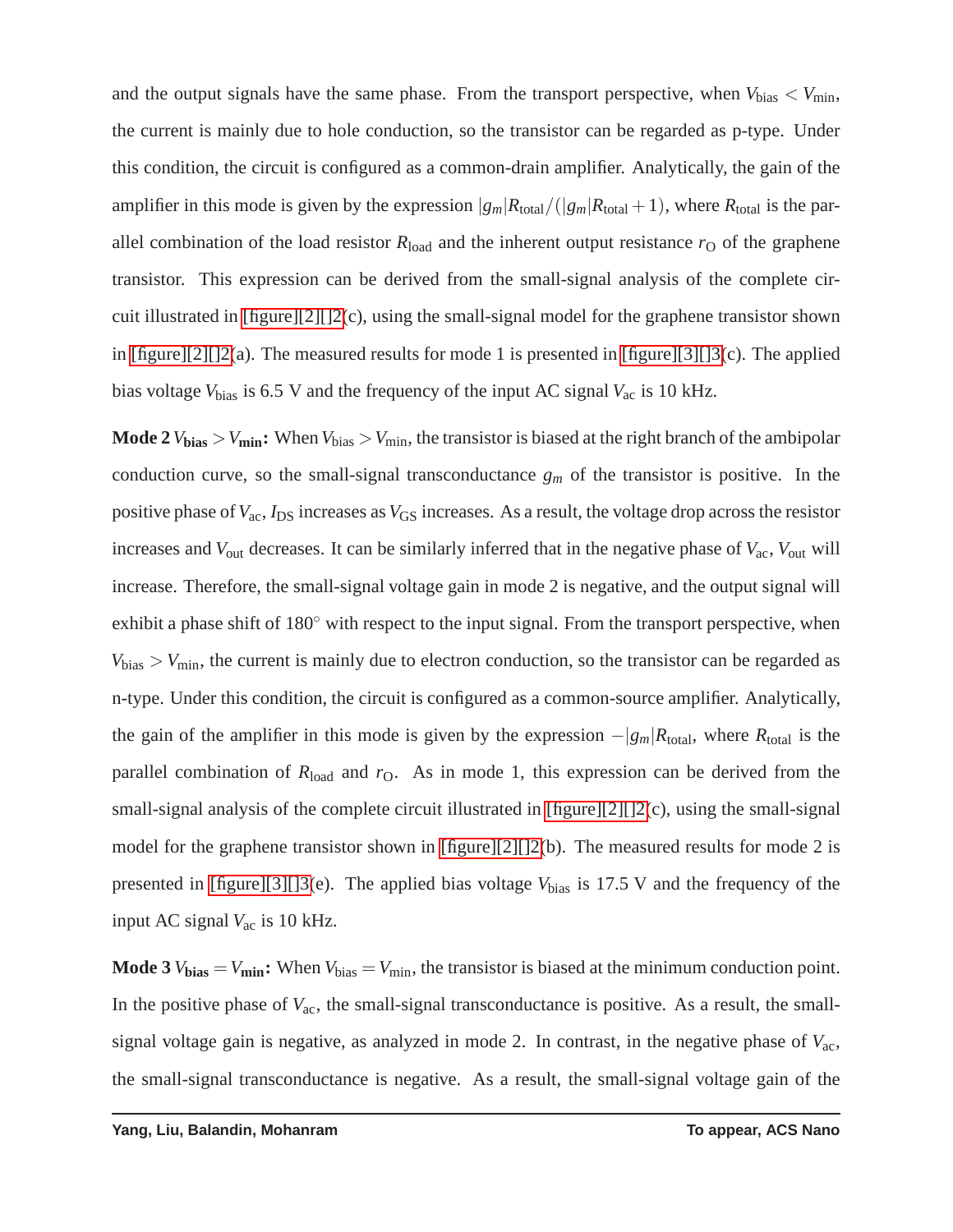and the output signals have the same phase. From the transport perspective, when $V_{\text{bias}} < V_{\text{min}}$, the current is mainly due to hole conduction, so the transistor can be regarded as p-type. Under this condition, the circuit is configured as a common-drain amplifier. Analytically, the gain of the amplifier in this mode is given by the expression $|g_m|R_{\text{total}}/(|g_m|R_{\text{total}}+1)$, where $R_{\text{total}}$ is the parallel combination of the load resistor $R_{\text{load}}$ and the inherent output resistance $r_{\text{O}}$ of the graphene transistor. This expression can be derived from the small-signal analysis of the complete circuit illustrated in [figure][2][]2(c), using the small-signal model for the graphene transistor shown in [figure][2][]2(a). The measured results for mode 1 is presented in [figure][3][]3(c). The applied bias voltage $V_{\text{bias}}$ is 6.5 V and the frequency of the input AC signal $V_{\text{ac}}$ is 10 kHz.

**Mode 2 $V_{\text{bias}} > V_{\text{min}}$:** When $V_{\text{bias}} > V_{\text{min}}$, the transistor is biased at the right branch of the ambipolar conduction curve, so the small-signal transconductance $g_m$ of the transistor is positive. In the positive phase of $V_{\text{ac}}$, $I_{\text{DS}}$ increases as $V_{\text{GS}}$ increases. As a result, the voltage drop across the resistor increases and $V_{\text{out}}$ decreases. It can be similarly inferred that in the negative phase of $V_{\text{ac}}$, $V_{\text{out}}$ will increase. Therefore, the small-signal voltage gain in mode 2 is negative, and the output signal will exhibit a phase shift of 180° with respect to the input signal. From the transport perspective, when $V_{\text{bias}} > V_{\text{min}}$, the current is mainly due to electron conduction, so the transistor can be regarded as n-type. Under this condition, the circuit is configured as a common-source amplifier. Analytically, the gain of the amplifier in this mode is given by the expression $-|g_m|R_{\text{total}}$, where $R_{\text{total}}$ is the parallel combination of $R_{\text{load}}$ and $r_{\text{O}}$. As in mode 1, this expression can be derived from the small-signal analysis of the complete circuit illustrated in [figure][2][]2(c), using the small-signal model for the graphene transistor shown in [figure][2][]2(b). The measured results for mode 2 is presented in [figure][3][]3(e). The applied bias voltage $V_{\text{bias}}$ is 17.5 V and the frequency of the input AC signal $V_{\text{ac}}$ is 10 kHz.

**Mode 3 $V_{\text{bias}} = V_{\text{min}}$:** When $V_{\text{bias}} = V_{\text{min}}$, the transistor is biased at the minimum conduction point. In the positive phase of $V_{\text{ac}}$, the small-signal transconductance is positive. As a result, the small-signal voltage gain is negative, as analyzed in mode 2. In contrast, in the negative phase of $V_{\text{ac}}$, the small-signal transconductance is negative. As a result, the small-signal voltage gain of the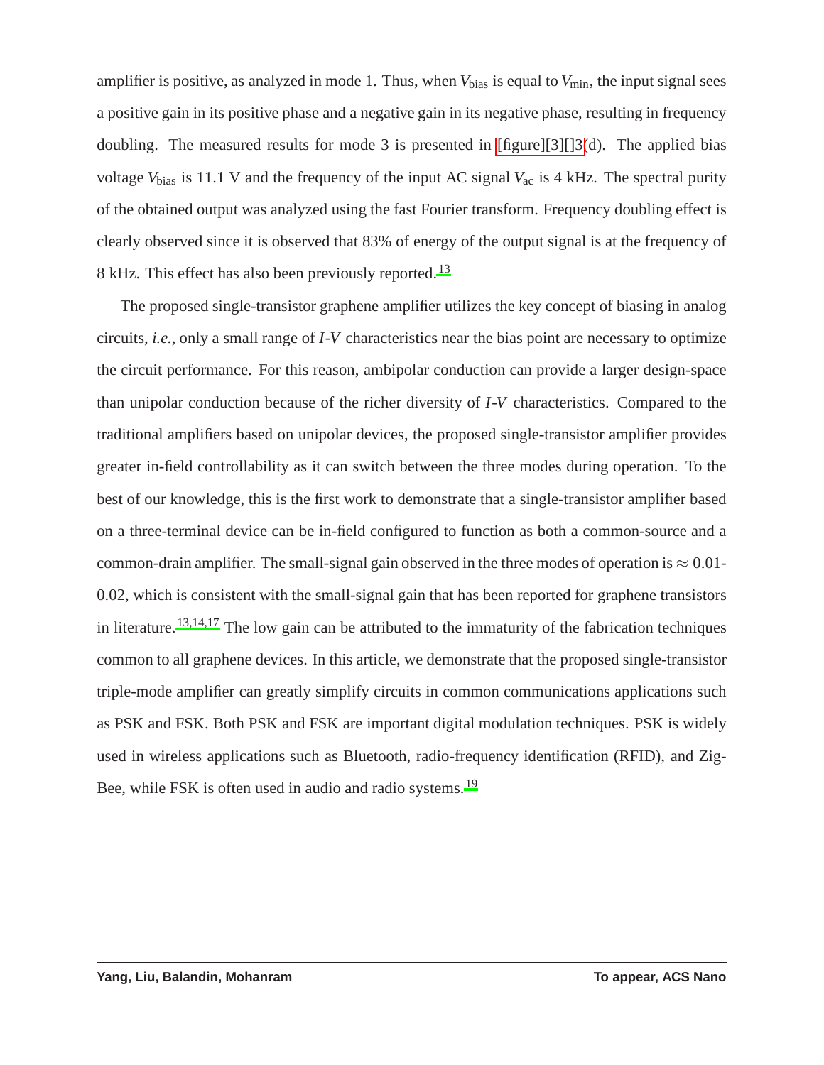amplifier is positive, as analyzed in mode 1. Thus, when $V_{\text{bias}}$ is equal to $V_{\text{min}}$, the input signal sees a positive gain in its positive phase and a negative gain in its negative phase, resulting in frequency doubling. The measured results for mode 3 is presented in [figure][3][]3(d). The applied bias voltage $V_{\text{bias}}$ is 11.1 V and the frequency of the input AC signal $V_{\text{ac}}$ is 4 kHz. The spectral purity of the obtained output was analyzed using the fast Fourier transform. Frequency doubling effect is clearly observed since it is observed that 83% of energy of the output signal is at the frequency of 8 kHz. This effect has also been previously reported.[13]

The proposed single-transistor graphene amplifier utilizes the key concept of biasing in analog circuits, *i.e.*, only a small range of *I*-*V* characteristics near the bias point are necessary to optimize the circuit performance. For this reason, ambipolar conduction can provide a larger design-space than unipolar conduction because of the richer diversity of *I*-*V* characteristics. Compared to the traditional amplifiers based on unipolar devices, the proposed single-transistor amplifier provides greater in-field controllability as it can switch between the three modes during operation. To the best of our knowledge, this is the first work to demonstrate that a single-transistor amplifier based on a three-terminal device can be in-field configured to function as both a common-source and a common-drain amplifier. The small-signal gain observed in the three modes of operation is $\approx$ 0.01-0.02, which is consistent with the small-signal gain that has been reported for graphene transistors in literature.[13,14,17] The low gain can be attributed to the immaturity of the fabrication techniques common to all graphene devices. In this article, we demonstrate that the proposed single-transistor triple-mode amplifier can greatly simplify circuits in common communications applications such as PSK and FSK. Both PSK and FSK are important digital modulation techniques. PSK is widely used in wireless applications such as Bluetooth, radio-frequency identification (RFID), and ZigBee, while FSK is often used in audio and radio systems.[19]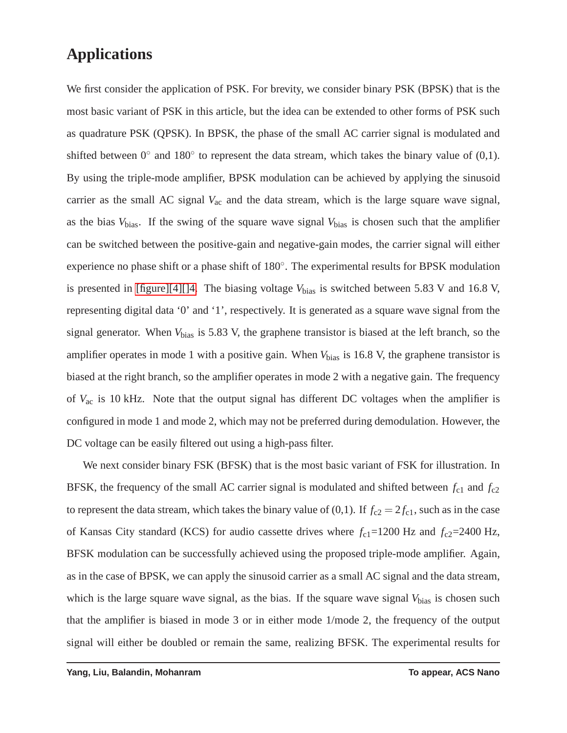## Applications

We first consider the application of PSK. For brevity, we consider binary PSK (BPSK) that is the most basic variant of PSK in this article, but the idea can be extended to other forms of PSK such as quadrature PSK (QPSK). In BPSK, the phase of the small AC carrier signal is modulated and shifted between 0° and 180° to represent the data stream, which takes the binary value of (0,1). By using the triple-mode amplifier, BPSK modulation can be achieved by applying the sinusoid carrier as the small AC signal $V_{\text{ac}}$ and the data stream, which is the large square wave signal, as the bias $V_{\text{bias}}$. If the swing of the square wave signal $V_{\text{bias}}$ is chosen such that the amplifier can be switched between the positive-gain and negative-gain modes, the carrier signal will either experience no phase shift or a phase shift of 180°. The experimental results for BPSK modulation is presented in [figure][4][]4. The biasing voltage $V_{\text{bias}}$ is switched between 5.83 V and 16.8 V, representing digital data '0' and '1', respectively. It is generated as a square wave signal from the signal generator. When $V_{\text{bias}}$ is 5.83 V, the graphene transistor is biased at the left branch, so the amplifier operates in mode 1 with a positive gain. When $V_{\text{bias}}$ is 16.8 V, the graphene transistor is biased at the right branch, so the amplifier operates in mode 2 with a negative gain. The frequency of $V_{\text{ac}}$ is 10 kHz. Note that the output signal has different DC voltages when the amplifier is configured in mode 1 and mode 2, which may not be preferred during demodulation. However, the DC voltage can be easily filtered out using a high-pass filter.

We next consider binary FSK (BFSK) that is the most basic variant of FSK for illustration. In BFSK, the frequency of the small AC carrier signal is modulated and shifted between $f_{\text{c1}}$ and $f_{\text{c2}}$ to represent the data stream, which takes the binary value of (0,1). If $f_{\text{c2}} = 2f_{\text{c1}}$, such as in the case of Kansas City standard (KCS) for audio cassette drives where $f_{\text{c1}}$=1200 Hz and $f_{\text{c2}}$=2400 Hz, BFSK modulation can be successfully achieved using the proposed triple-mode amplifier. Again, as in the case of BPSK, we can apply the sinusoid carrier as a small AC signal and the data stream, which is the large square wave signal, as the bias. If the square wave signal $V_{\text{bias}}$ is chosen such that the amplifier is biased in mode 3 or in either mode 1/mode 2, the frequency of the output signal will either be doubled or remain the same, realizing BFSK. The experimental results for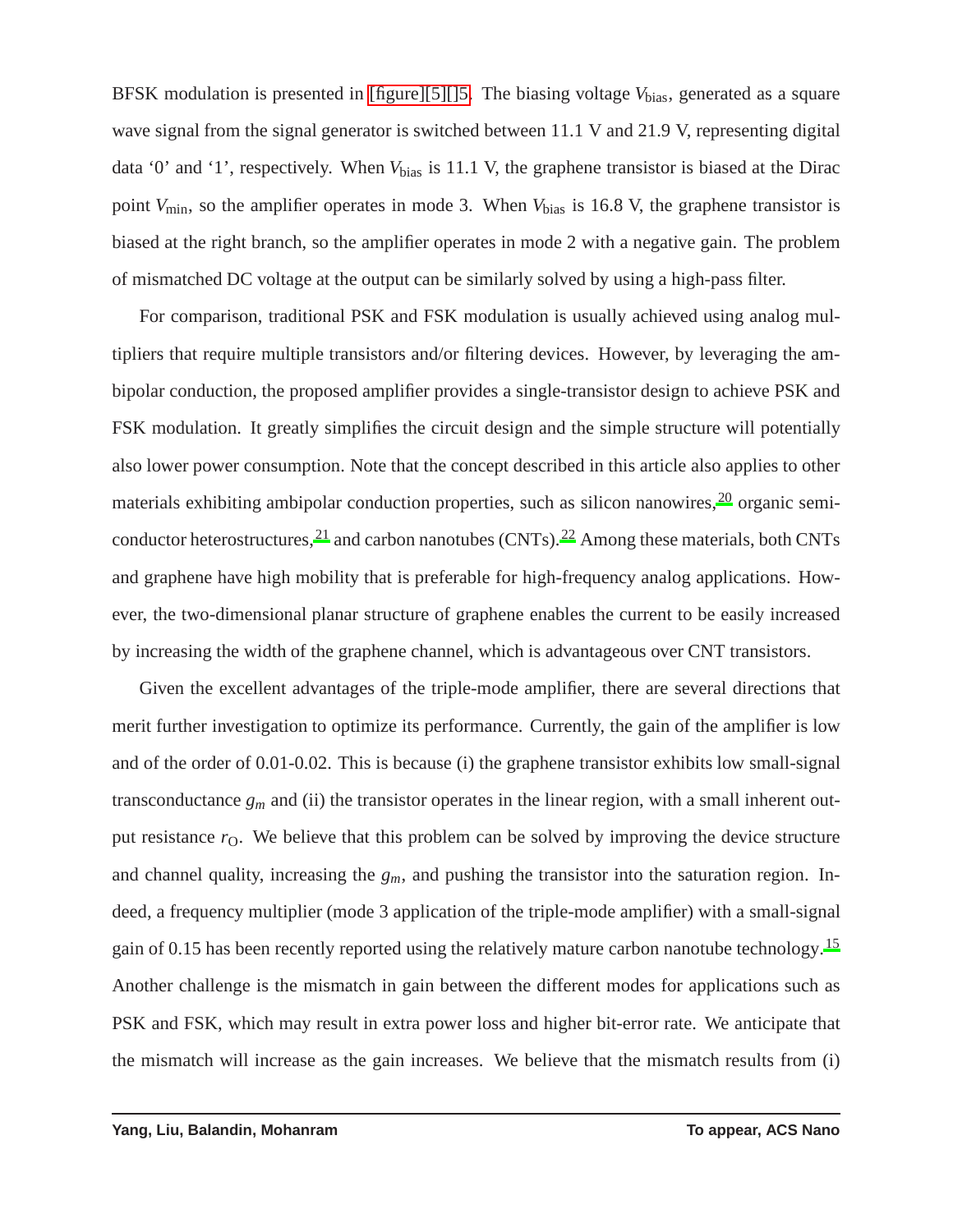BFSK modulation is presented in [figure][5][]5. The biasing voltage $V_{\text{bias}}$, generated as a square wave signal from the signal generator is switched between 11.1 V and 21.9 V, representing digital data '0' and '1', respectively. When $V_{\text{bias}}$ is 11.1 V, the graphene transistor is biased at the Dirac point $V_{\text{min}}$, so the amplifier operates in mode 3. When $V_{\text{bias}}$ is 16.8 V, the graphene transistor is biased at the right branch, so the amplifier operates in mode 2 with a negative gain. The problem of mismatched DC voltage at the output can be similarly solved by using a high-pass filter.

For comparison, traditional PSK and FSK modulation is usually achieved using analog multipliers that require multiple transistors and/or filtering devices. However, by leveraging the ambipolar conduction, the proposed amplifier provides a single-transistor design to achieve PSK and FSK modulation. It greatly simplifies the circuit design and the simple structure will potentially also lower power consumption. Note that the concept described in this article also applies to other materials exhibiting ambipolar conduction properties, such as silicon nanowires,[20] organic semiconductor heterostructures,[21] and carbon nanotubes (CNTs).[22] Among these materials, both CNTs and graphene have high mobility that is preferable for high-frequency analog applications. However, the two-dimensional planar structure of graphene enables the current to be easily increased by increasing the width of the graphene channel, which is advantageous over CNT transistors.

Given the excellent advantages of the triple-mode amplifier, there are several directions that merit further investigation to optimize its performance. Currently, the gain of the amplifier is low and of the order of 0.01-0.02. This is because (i) the graphene transistor exhibits low small-signal transconductance $g_m$ and (ii) the transistor operates in the linear region, with a small inherent output resistance $r_O$. We believe that this problem can be solved by improving the device structure and channel quality, increasing the $g_m$, and pushing the transistor into the saturation region. Indeed, a frequency multiplier (mode 3 application of the triple-mode amplifier) with a small-signal gain of 0.15 has been recently reported using the relatively mature carbon nanotube technology.[15] Another challenge is the mismatch in gain between the different modes for applications such as PSK and FSK, which may result in extra power loss and higher bit-error rate. We anticipate that the mismatch will increase as the gain increases. We believe that the mismatch results from (i)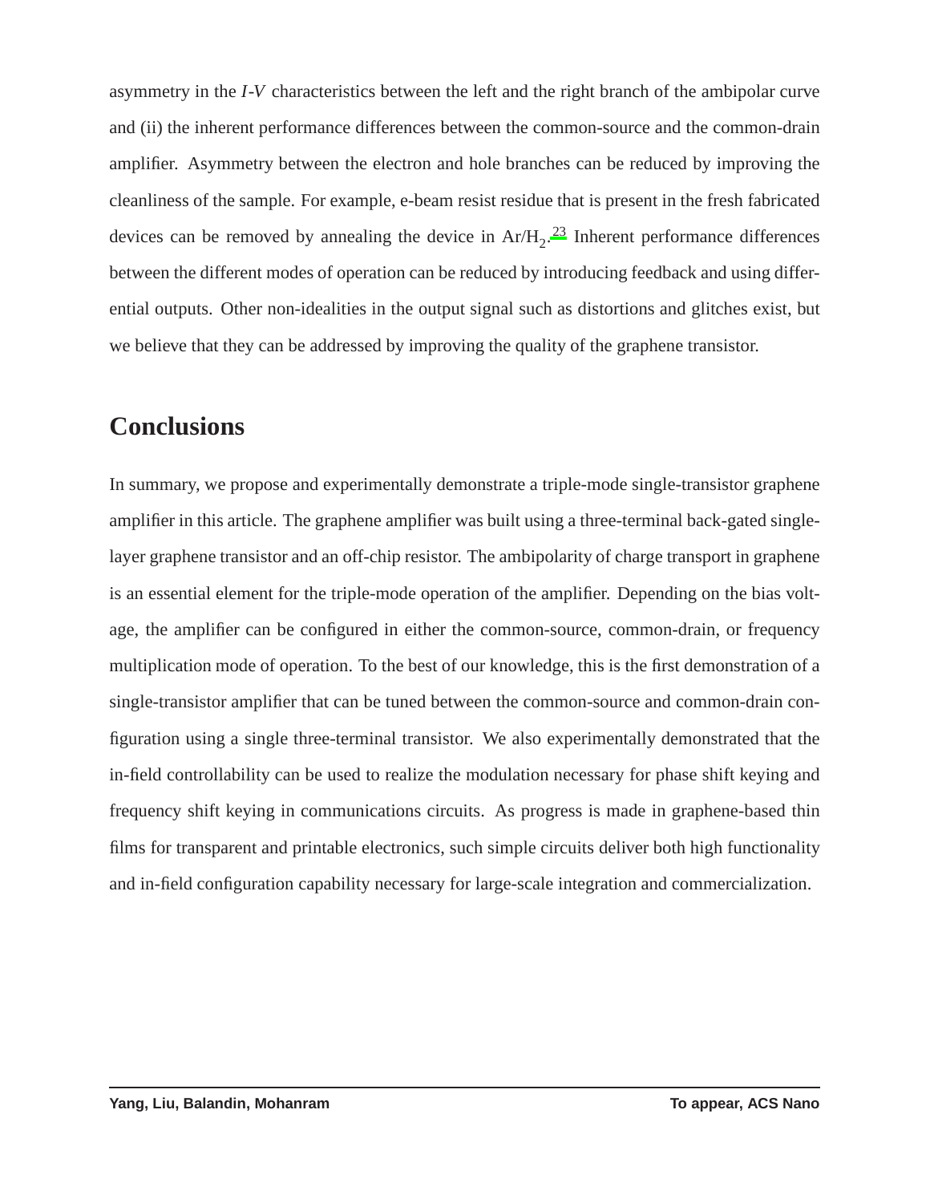asymmetry in the *I*-*V* characteristics between the left and the right branch of the ambipolar curve and (ii) the inherent performance differences between the common-source and the common-drain amplifier. Asymmetry between the electron and hole branches can be reduced by improving the cleanliness of the sample. For example, e-beam resist residue that is present in the fresh fabricated devices can be removed by annealing the device in $Ar/H_2$.[23] Inherent performance differences between the different modes of operation can be reduced by introducing feedback and using differential outputs. Other non-idealities in the output signal such as distortions and glitches exist, but we believe that they can be addressed by improving the quality of the graphene transistor.

## Conclusions

In summary, we propose and experimentally demonstrate a triple-mode single-transistor graphene amplifier in this article. The graphene amplifier was built using a three-terminal back-gated single-layer graphene transistor and an off-chip resistor. The ambipolarity of charge transport in graphene is an essential element for the triple-mode operation of the amplifier. Depending on the bias voltage, the amplifier can be configured in either the common-source, common-drain, or frequency multiplication mode of operation. To the best of our knowledge, this is the first demonstration of a single-transistor amplifier that can be tuned between the common-source and common-drain configuration using a single three-terminal transistor. We also experimentally demonstrated that the in-field controllability can be used to realize the modulation necessary for phase shift keying and frequency shift keying in communications circuits. As progress is made in graphene-based thin films for transparent and printable electronics, such simple circuits deliver both high functionality and in-field configuration capability necessary for large-scale integration and commercialization.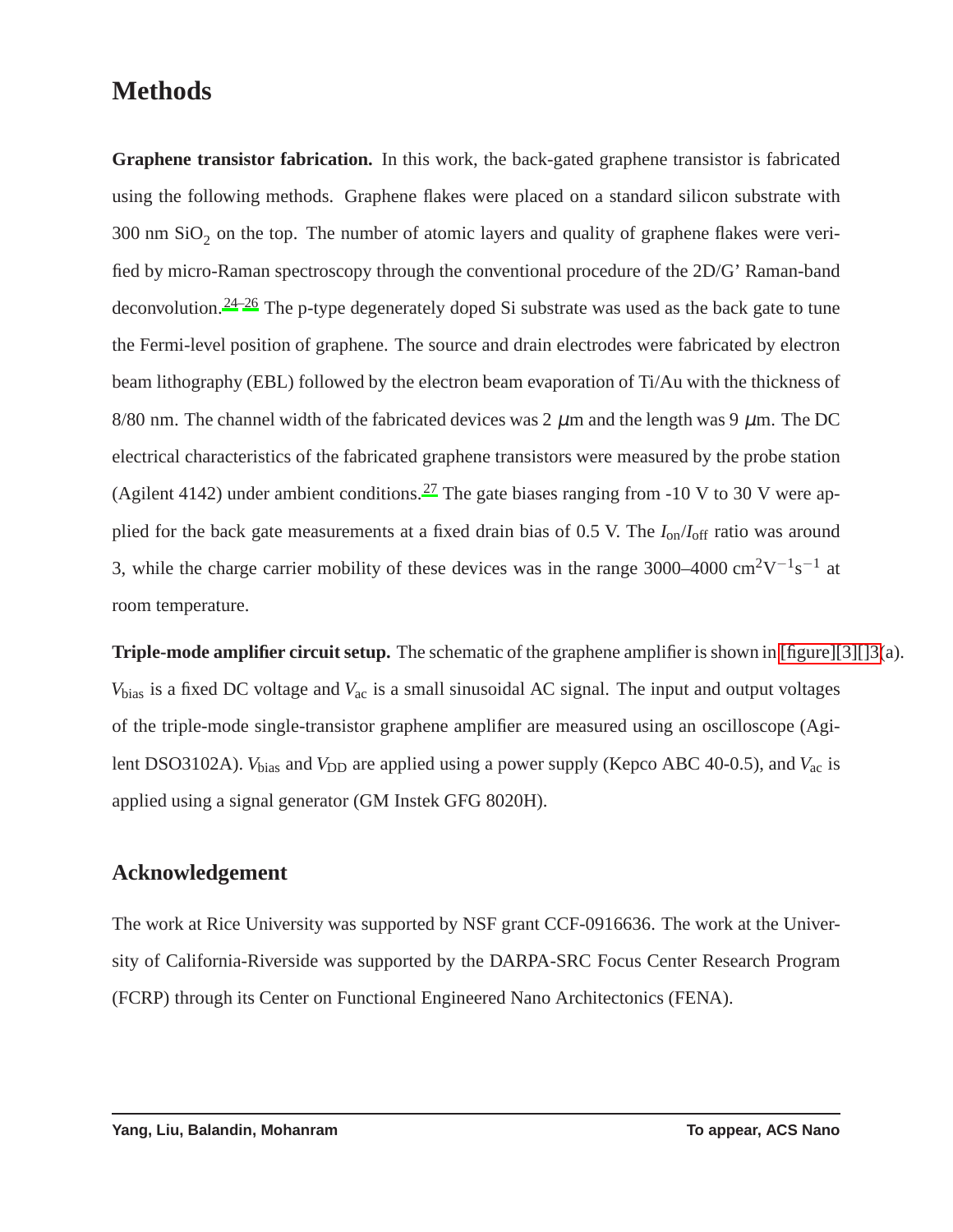# Methods

**Graphene transistor fabrication.** In this work, the back-gated graphene transistor is fabricated using the following methods. Graphene flakes were placed on a standard silicon substrate with 300 nm $SiO_2$ on the top. The number of atomic layers and quality of graphene flakes were verified by micro-Raman spectroscopy through the conventional procedure of the 2D/G' Raman-band deconvolution.[24–26] The p-type degenerately doped Si substrate was used as the back gate to tune the Fermi-level position of graphene. The source and drain electrodes were fabricated by electron beam lithography (EBL) followed by the electron beam evaporation of Ti/Au with the thickness of 8/80 nm. The channel width of the fabricated devices was 2 $\mu$m and the length was 9 $\mu$m. The DC electrical characteristics of the fabricated graphene transistors were measured by the probe station (Agilent 4142) under ambient conditions.[27] The gate biases ranging from -10 V to 30 V were applied for the back gate measurements at a fixed drain bias of 0.5 V. The $I_{on}/I_{off}$ ratio was around 3, while the charge carrier mobility of these devices was in the range 3000–4000 $cm^2V^{-1}s^{-1}$ at room temperature.

**Triple-mode amplifier circuit setup.** The schematic of the graphene amplifier is shown in [figure][3][]3(a). $V_{bias}$ is a fixed DC voltage and $V_{ac}$ is a small sinusoidal AC signal. The input and output voltages of the triple-mode single-transistor graphene amplifier are measured using an oscilloscope (Agilent DSO3102A). $V_{bias}$ and $V_{DD}$ are applied using a power supply (Kepco ABC 40-0.5), and $V_{ac}$ is applied using a signal generator (GM Instek GFG 8020H).

## Acknowledgement

The work at Rice University was supported by NSF grant CCF-0916636. The work at the University of California-Riverside was supported by the DARPA-SRC Focus Center Research Program (FCRP) through its Center on Functional Engineered Nano Architectonics (FENA).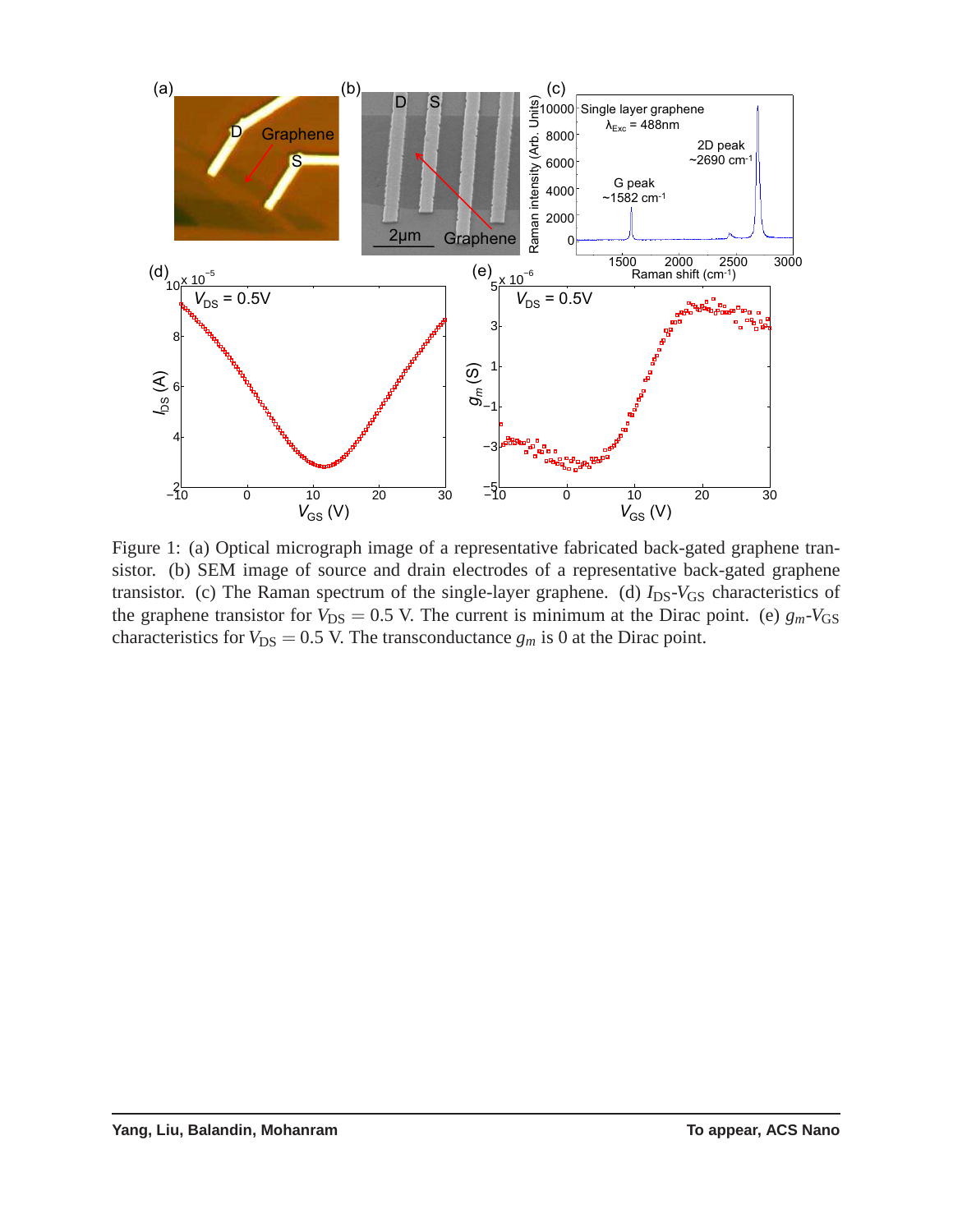(a)

D Graphene

S

(b)

D S

2μm Graphene

(c)

Single layer graphene

$\lambda_{Exc}$ = 488nm

2D peak ~2690 cm$^{-1}$

G peak ~1582 cm$^{-1}$

Raman intensity (Arb. Units)

10000

8000

6000

4000

2000

0

1500 2000 2500 3000

Raman shift (cm$^{-1}$)

(d)

x 10$^{-5}$

$V_{DS}$ = 0.5V

10

8

6

4

2

$I_{DS}$ (A)

−10 0 10 20 30

$V_{GS}$ (V)

(e)

x 10$^{-6}$

$V_{DS}$ = 0.5V

5

3

1

−1

−3

−5

$g_m$ (S)

−10 0 10 20 30

$V_{GS}$ (V)

Figure 1: (a) Optical micrograph image of a representative fabricated back-gated graphene transistor. (b) SEM image of source and drain electrodes of a representative back-gated graphene transistor. (c) The Raman spectrum of the single-layer graphene. (d) $I_{DS}$-$V_{GS}$ characteristics of the graphene transistor for $V_{DS} = 0.5$ V. The current is minimum at the Dirac point. (e) $g_m$-$V_{GS}$ characteristics for $V_{DS} = 0.5$ V. The transconductance $g_m$ is 0 at the Dirac point.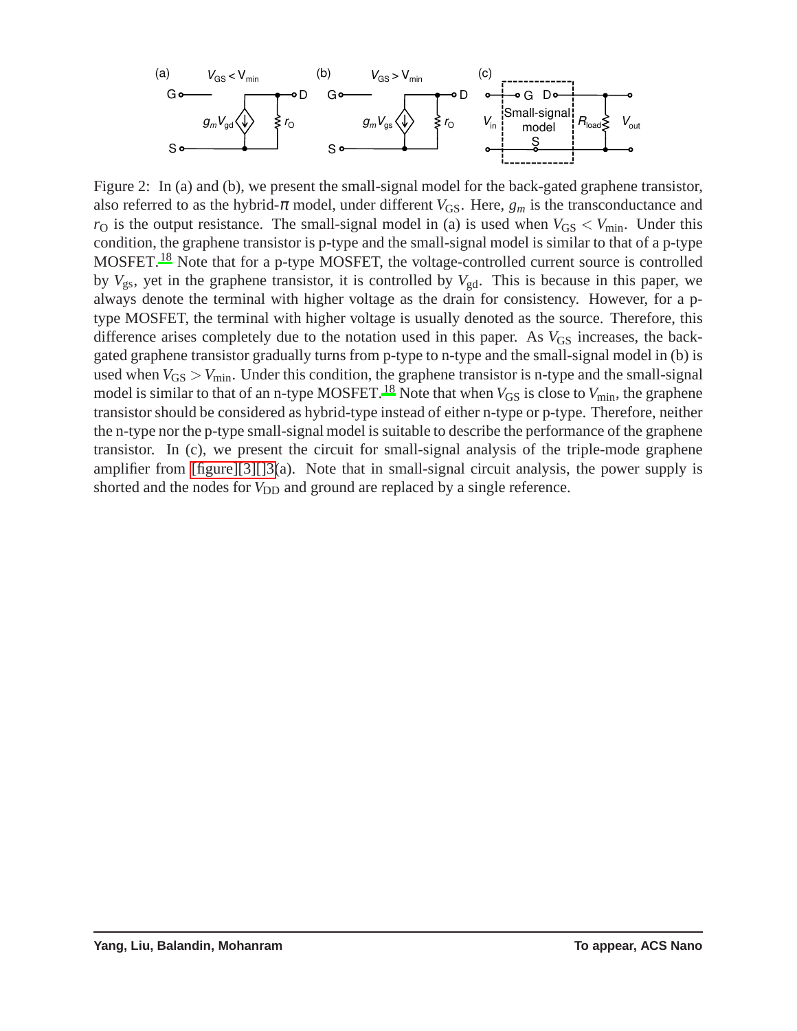(a) $V_{GS} < V_{min}$

G

D

$g_m V_{gd}$

$r_O$

S

(b) $V_{GS} > V_{min}$

G

D

$g_m V_{gs}$

$r_O$

S

(c)

G D

$V_{in}$

Small-signal model

S

$R_{load}$

$V_{out}$

Figure 2: In (a) and (b), we present the small-signal model for the back-gated graphene transistor, also referred to as the hybrid-$\pi$ model, under different $V_{GS}$. Here, $g_m$ is the transconductance and $r_O$ is the output resistance. The small-signal model in (a) is used when $V_{GS} < V_{min}$. Under this condition, the graphene transistor is p-type and the small-signal model is similar to that of a p-type MOSFET.[18] Note that for a p-type MOSFET, the voltage-controlled current source is controlled by $V_{gs}$, yet in the graphene transistor, it is controlled by $V_{gd}$. This is because in this paper, we always denote the terminal with higher voltage as the drain for consistency. However, for a p-type MOSFET, the terminal with higher voltage is usually denoted as the source. Therefore, this difference arises completely due to the notation used in this paper. As $V_{GS}$ increases, the back-gated graphene transistor gradually turns from p-type to n-type and the small-signal model in (b) is used when $V_{GS} > V_{min}$. Under this condition, the graphene transistor is n-type and the small-signal model is similar to that of an n-type MOSFET.[18] Note that when $V_{GS}$ is close to $V_{min}$, the graphene transistor should be considered as hybrid-type instead of either n-type or p-type. Therefore, neither the n-type nor the p-type small-signal model is suitable to describe the performance of the graphene transistor. In (c), we present the circuit for small-signal analysis of the triple-mode graphene amplifier from [figure][3][]3(a). Note that in small-signal circuit analysis, the power supply is shorted and the nodes for $V_{DD}$ and ground are replaced by a single reference.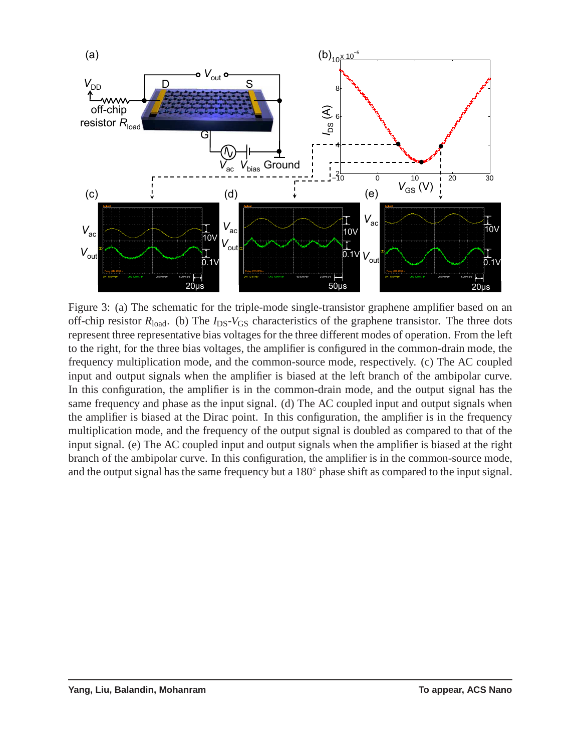(a)

$V_{DD}$

off-chip resistor $R_{load}$

$V_{out}$

D

S

G

$V_{ac}$ $V_{bias}$ Ground

(b)

x $10^{-5}$

$I_{DS}$ (A)

$V_{GS}$ (V)

10

8

6

4

2

−10

0

10

20

30

(c)

$V_{ac}$

$V_{out}$

10V

0.1V

20μs

(d)

$V_{ac}$

$V_{out}$

10V

0.1V

50μs

(e)

$V_{ac}$

$V_{out}$

10V

0.1V

20μs

Figure 3: (a) The schematic for the triple-mode single-transistor graphene amplifier based on an off-chip resistor $R_{\text{load}}$. (b) The $I_{DS}$-$V_{GS}$ characteristics of the graphene transistor. The three dots represent three representative bias voltages for the three different modes of operation. From the left to the right, for the three bias voltages, the amplifier is configured in the common-drain mode, the frequency multiplication mode, and the common-source mode, respectively. (c) The AC coupled input and output signals when the amplifier is biased at the left branch of the ambipolar curve. In this configuration, the amplifier is in the common-drain mode, and the output signal has the same frequency and phase as the input signal. (d) The AC coupled input and output signals when the amplifier is biased at the Dirac point. In this configuration, the amplifier is in the frequency multiplication mode, and the frequency of the output signal is doubled as compared to that of the input signal. (e) The AC coupled input and output signals when the amplifier is biased at the right branch of the ambipolar curve. In this configuration, the amplifier is in the common-source mode, and the output signal has the same frequency but a 180° phase shift as compared to the input signal.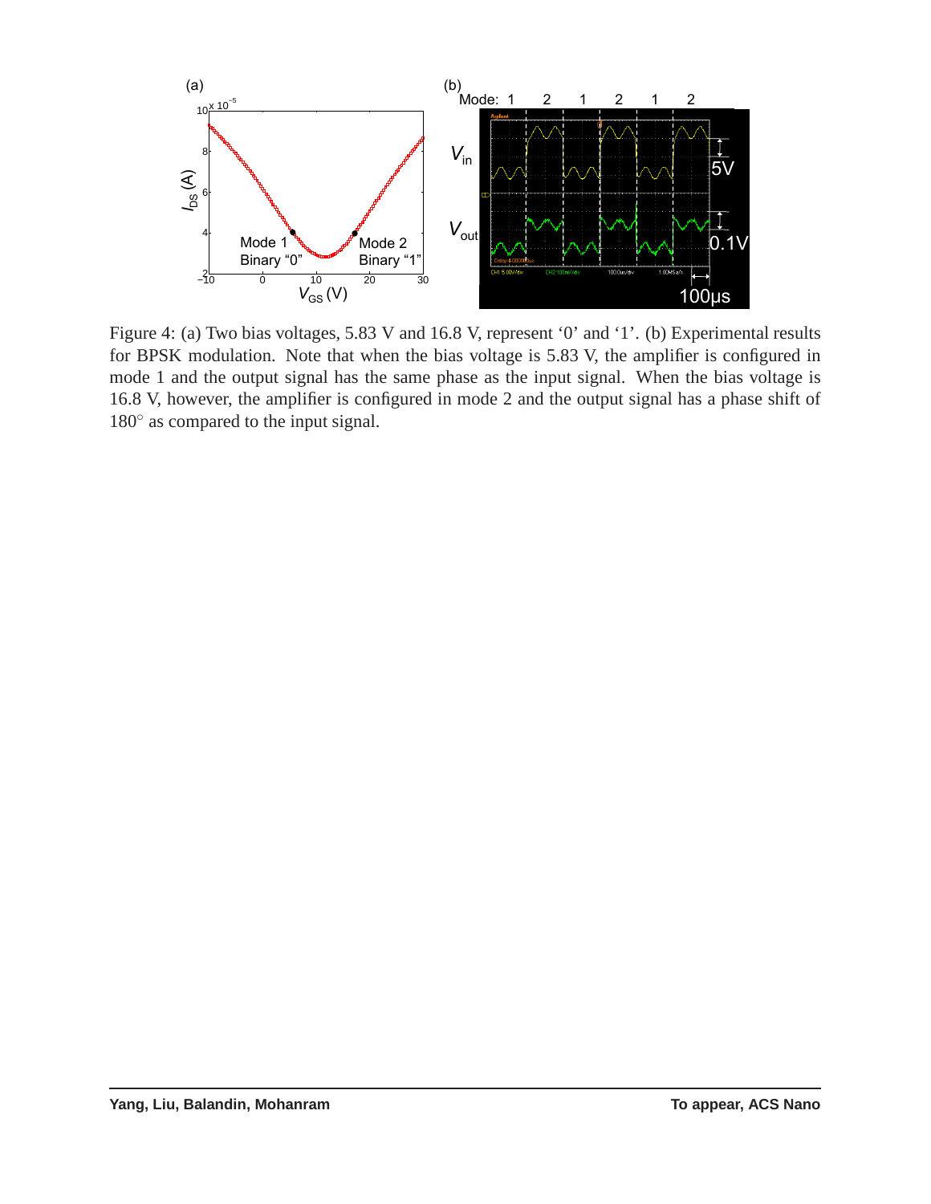(a)

$10^{-5}$

10

8

6

4

2

$I_{DS}$ (A)

−10 0 10 20 30

$V_{GS}$ (V)

Mode 1
Binary "0"

Mode 2
Binary "1"

(b)

Mode: 1 2 1 2 1 2

$V_{in}$

5V

$V_{out}$

0.1V

100µs

Figure 4: (a) Two bias voltages, 5.83 V and 16.8 V, represent '0' and '1'. (b) Experimental results for BPSK modulation. Note that when the bias voltage is 5.83 V, the amplifier is configured in mode 1 and the output signal has the same phase as the input signal. When the bias voltage is 16.8 V, however, the amplifier is configured in mode 2 and the output signal has a phase shift of 180° as compared to the input signal.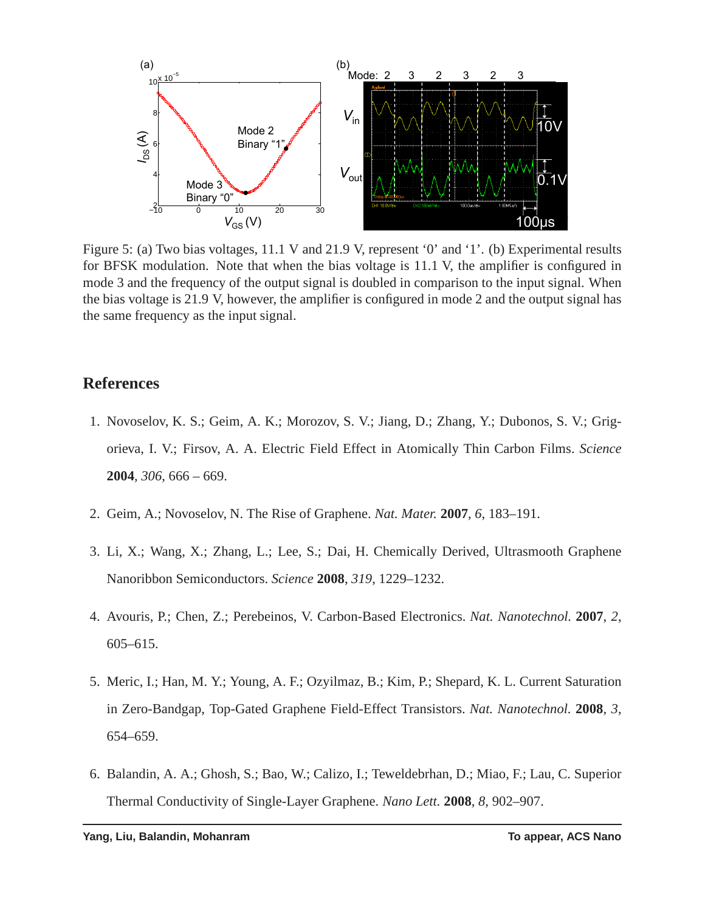(a)

$10^{-5}$

10

8

6

4

2

$I_{DS}$ (A)

–10 0 10 20 30

$V_{GS}$ (V)

Mode 2
Binary "1"

Mode 3
Binary "0"

(b)

Mode: 2 3 2 3 2 3

$V_{in}$

$V_{out}$

10V

0.1V

100μs

Figure 5: (a) Two bias voltages, 11.1 V and 21.9 V, represent '0' and '1'. (b) Experimental results for BFSK modulation. Note that when the bias voltage is 11.1 V, the amplifier is configured in mode 3 and the frequency of the output signal is doubled in comparison to the input signal. When the bias voltage is 21.9 V, however, the amplifier is configured in mode 2 and the output signal has the same frequency as the input signal.

## References

1. Novoselov, K. S.; Geim, A. K.; Morozov, S. V.; Jiang, D.; Zhang, Y.; Dubonos, S. V.; Grigorieva, I. V.; Firsov, A. A. Electric Field Effect in Atomically Thin Carbon Films. *Science* **2004**, *306*, 666 – 669.

2. Geim, A.; Novoselov, N. The Rise of Graphene. *Nat. Mater.* **2007**, *6*, 183–191.

3. Li, X.; Wang, X.; Zhang, L.; Lee, S.; Dai, H. Chemically Derived, Ultrasmooth Graphene Nanoribbon Semiconductors. *Science* **2008**, *319*, 1229–1232.

4. Avouris, P.; Chen, Z.; Perebeinos, V. Carbon-Based Electronics. *Nat. Nanotechnol.* **2007**, *2*, 605–615.

5. Meric, I.; Han, M. Y.; Young, A. F.; Ozyilmaz, B.; Kim, P.; Shepard, K. L. Current Saturation in Zero-Bandgap, Top-Gated Graphene Field-Effect Transistors. *Nat. Nanotechnol.* **2008**, *3*, 654–659.

6. Balandin, A. A.; Ghosh, S.; Bao, W.; Calizo, I.; Teweldebrhan, D.; Miao, F.; Lau, C. Superior Thermal Conductivity of Single-Layer Graphene. *Nano Lett.* **2008**, *8*, 902–907.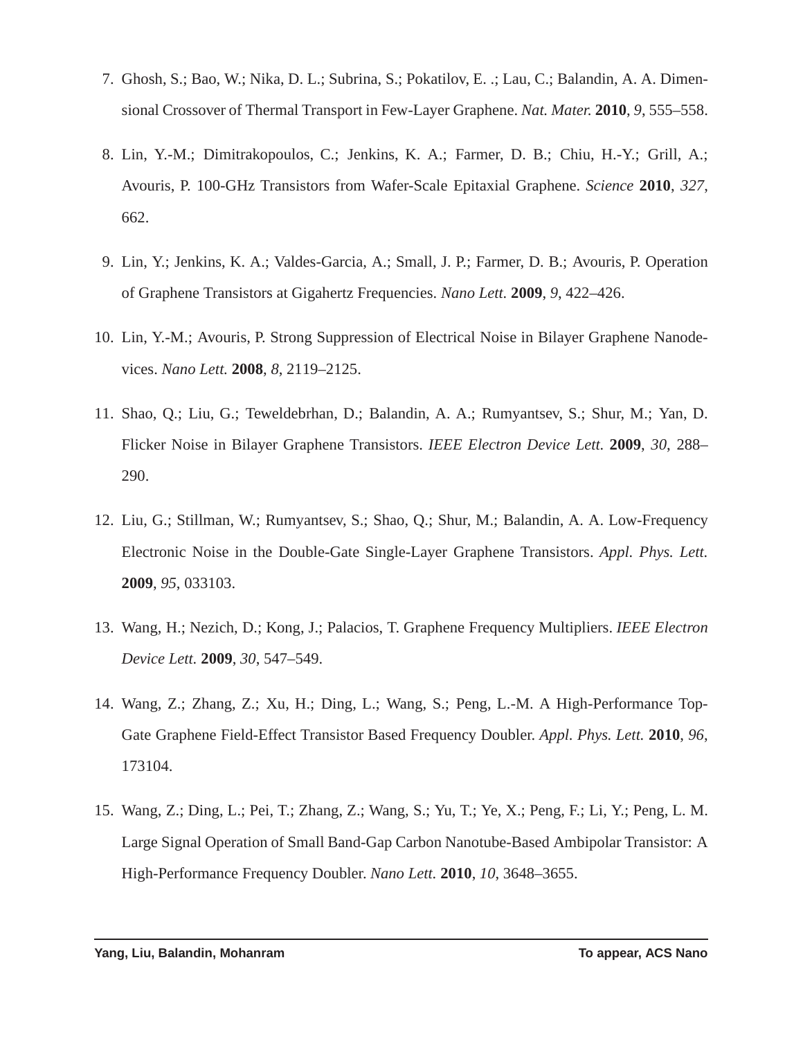7. Ghosh, S.; Bao, W.; Nika, D. L.; Subrina, S.; Pokatilov, E. .; Lau, C.; Balandin, A. A. Dimensional Crossover of Thermal Transport in Few-Layer Graphene. *Nat. Mater.* **2010**, *9*, 555–558.

8. Lin, Y.-M.; Dimitrakopoulos, C.; Jenkins, K. A.; Farmer, D. B.; Chiu, H.-Y.; Grill, A.; Avouris, P. 100-GHz Transistors from Wafer-Scale Epitaxial Graphene. *Science* **2010**, *327*, 662.

9. Lin, Y.; Jenkins, K. A.; Valdes-Garcia, A.; Small, J. P.; Farmer, D. B.; Avouris, P. Operation of Graphene Transistors at Gigahertz Frequencies. *Nano Lett.* **2009**, *9*, 422–426.

10. Lin, Y.-M.; Avouris, P. Strong Suppression of Electrical Noise in Bilayer Graphene Nanodevices. *Nano Lett.* **2008**, *8*, 2119–2125.

11. Shao, Q.; Liu, G.; Teweldebrhan, D.; Balandin, A. A.; Rumyantsev, S.; Shur, M.; Yan, D. Flicker Noise in Bilayer Graphene Transistors. *IEEE Electron Device Lett.* **2009**, *30*, 288–290.

12. Liu, G.; Stillman, W.; Rumyantsev, S.; Shao, Q.; Shur, M.; Balandin, A. A. Low-Frequency Electronic Noise in the Double-Gate Single-Layer Graphene Transistors. *Appl. Phys. Lett.* **2009**, *95*, 033103.

13. Wang, H.; Nezich, D.; Kong, J.; Palacios, T. Graphene Frequency Multipliers. *IEEE Electron Device Lett.* **2009**, *30*, 547–549.

14. Wang, Z.; Zhang, Z.; Xu, H.; Ding, L.; Wang, S.; Peng, L.-M. A High-Performance Top-Gate Graphene Field-Effect Transistor Based Frequency Doubler. *Appl. Phys. Lett.* **2010**, *96*, 173104.

15. Wang, Z.; Ding, L.; Pei, T.; Zhang, Z.; Wang, S.; Yu, T.; Ye, X.; Peng, F.; Li, Y.; Peng, L. M. Large Signal Operation of Small Band-Gap Carbon Nanotube-Based Ambipolar Transistor: A High-Performance Frequency Doubler. *Nano Lett.* **2010**, *10*, 3648–3655.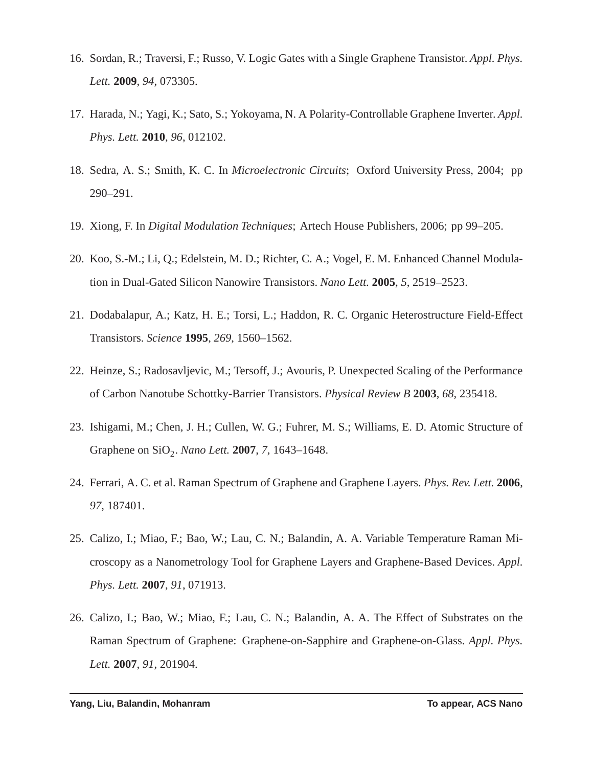16. Sordan, R.; Traversi, F.; Russo, V. Logic Gates with a Single Graphene Transistor. *Appl. Phys. Lett.* **2009**, *94*, 073305.

17. Harada, N.; Yagi, K.; Sato, S.; Yokoyama, N. A Polarity-Controllable Graphene Inverter. *Appl. Phys. Lett.* **2010**, *96*, 012102.

18. Sedra, A. S.; Smith, K. C. In *Microelectronic Circuits*; Oxford University Press, 2004; pp 290–291.

19. Xiong, F. In *Digital Modulation Techniques*; Artech House Publishers, 2006; pp 99–205.

20. Koo, S.-M.; Li, Q.; Edelstein, M. D.; Richter, C. A.; Vogel, E. M. Enhanced Channel Modulation in Dual-Gated Silicon Nanowire Transistors. *Nano Lett.* **2005**, *5*, 2519–2523.

21. Dodabalapur, A.; Katz, H. E.; Torsi, L.; Haddon, R. C. Organic Heterostructure Field-Effect Transistors. *Science* **1995**, *269*, 1560–1562.

22. Heinze, S.; Radosavljevic, M.; Tersoff, J.; Avouris, P. Unexpected Scaling of the Performance of Carbon Nanotube Schottky-Barrier Transistors. *Physical Review B* **2003**, *68*, 235418.

23. Ishigami, M.; Chen, J. H.; Cullen, W. G.; Fuhrer, M. S.; Williams, E. D. Atomic Structure of Graphene on $SiO_2$. *Nano Lett.* **2007**, *7*, 1643–1648.

24. Ferrari, A. C. et al. Raman Spectrum of Graphene and Graphene Layers. *Phys. Rev. Lett.* **2006**, *97*, 187401.

25. Calizo, I.; Miao, F.; Bao, W.; Lau, C. N.; Balandin, A. A. Variable Temperature Raman Microscopy as a Nanometrology Tool for Graphene Layers and Graphene-Based Devices. *Appl. Phys. Lett.* **2007**, *91*, 071913.

26. Calizo, I.; Bao, W.; Miao, F.; Lau, C. N.; Balandin, A. A. The Effect of Substrates on the Raman Spectrum of Graphene: Graphene-on-Sapphire and Graphene-on-Glass. *Appl. Phys. Lett.* **2007**, *91*, 201904.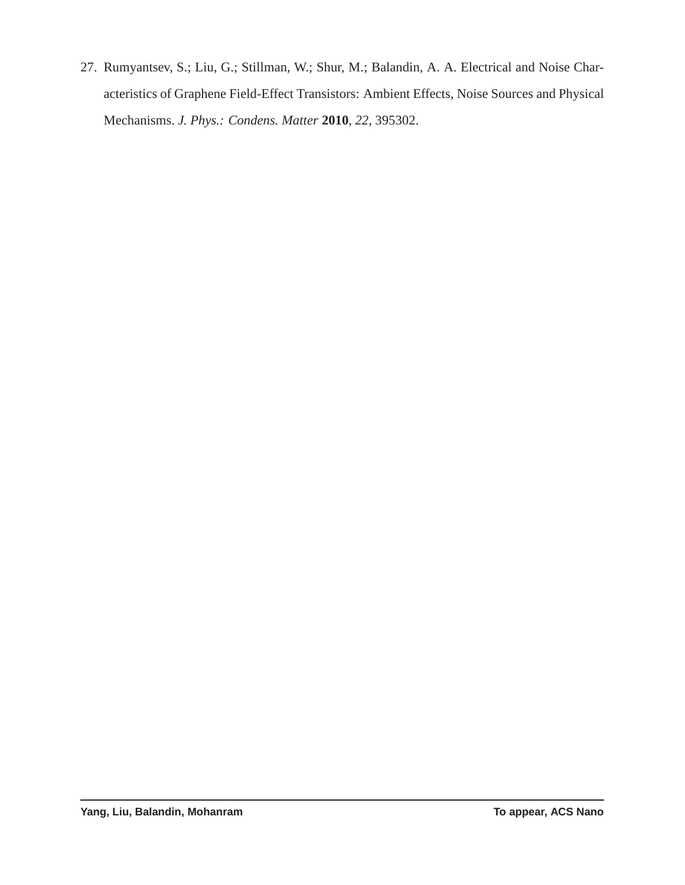27. Rumyantsev, S.; Liu, G.; Stillman, W.; Shur, M.; Balandin, A. A. Electrical and Noise Characteristics of Graphene Field-Effect Transistors: Ambient Effects, Noise Sources and Physical Mechanisms. *J. Phys.: Condens. Matter* **2010**, *22*, 395302.